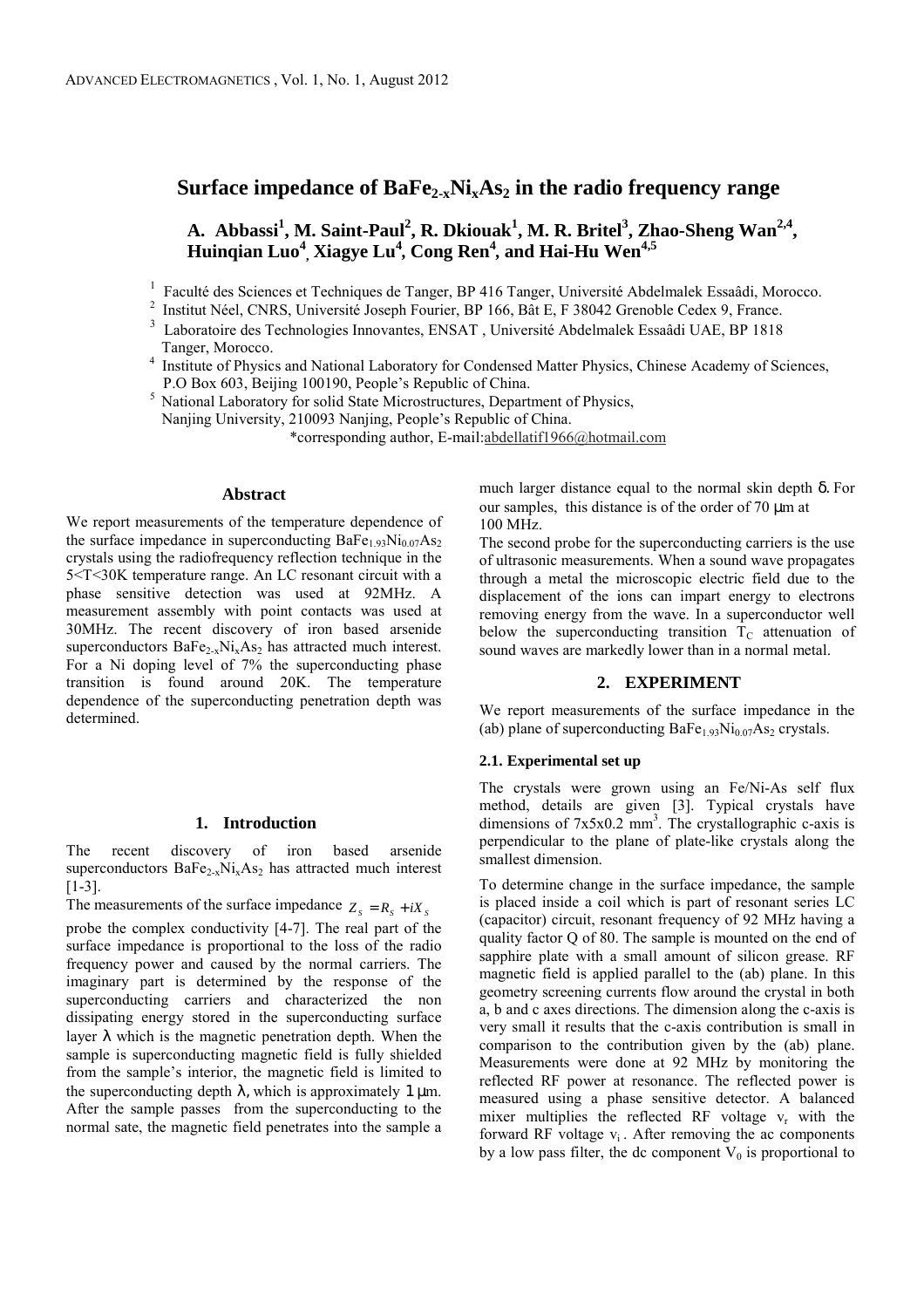# Surface impedance of $BaFe_{2-x}Ni_xAs_2$ in the radio frequency range

**A. Abbassi[1], M. Saint-Paul[2], R. Dkiouak[1], M. R. Britel[3], Zhao-Sheng Wan[2,4], Huinqian Luo[4], Xiagye Lu[4], Cong Ren[4], and Hai-Hu Wen[4,5]**

[1] Faculté des Sciences et Techniques de Tanger, BP 416 Tanger, Université Abdelmalek Essaâdi, Morocco.
[2] Institut Néel, CNRS, Université Joseph Fourier, BP 166, Bât E, F 38042 Grenoble Cedex 9, France.
[3] Laboratoire des Technologies Innovantes, ENSAT , Université Abdelmalek Essaâdi UAE, BP 1818 Tanger, Morocco.
[4] Institute of Physics and National Laboratory for Condensed Matter Physics, Chinese Academy of Sciences, P.O Box 603, Beijing 100190, People's Republic of China.
[5] National Laboratory for solid State Microstructures, Department of Physics, Nanjing University, 210093 Nanjing, People's Republic of China.

*corresponding author, E-mail:abdellatif1966@hotmail.com

## Abstract

We report measurements of the temperature dependence of the surface impedance in superconducting $BaFe_{1.93}Ni_{0.07}As_2$ crystals using the radiofrequency reflection technique in the 5<T<30K temperature range. An LC resonant circuit with a phase sensitive detection was used at 92MHz. A measurement assembly with point contacts was used at 30MHz. The recent discovery of iron based arsenide superconductors $BaFe_{2-x}Ni_xAs_2$ has attracted much interest. For a Ni doping level of 7% the superconducting phase transition is found around 20K. The temperature dependence of the superconducting penetration depth was determined.

## 1. Introduction

The recent discovery of iron based arsenide superconductors $BaFe_{2-x}Ni_xAs_2$ has attracted much interest [1-3].

The measurements of the surface impedance $Z_s = R_s + iX_s$ probe the complex conductivity [4-7]. The real part of the surface impedance is proportional to the loss of the radio frequency power and caused by the normal carriers. The imaginary part is determined by the response of the superconducting carriers and characterized the non dissipating energy stored in the superconducting surface layer $\lambda$ which is the magnetic penetration depth. When the sample is superconducting magnetic field is fully shielded from the sample's interior, the magnetic field is limited to the superconducting depth $\lambda$, which is approximately 1 μm. After the sample passes from the superconducting to the normal sate, the magnetic field penetrates into the sample a much larger distance equal to the normal skin depth $\delta$. For our samples, this distance is of the order of 70 μm at 100 MHz.

The second probe for the superconducting carriers is the use of ultrasonic measurements. When a sound wave propagates through a metal the microscopic electric field due to the displacement of the ions can impart energy to electrons removing energy from the wave. In a superconductor well below the superconducting transition $T_C$ attenuation of sound waves are markedly lower than in a normal metal.

## 2. EXPERIMENT

We report measurements of the surface impedance in the (ab) plane of superconducting $BaFe_{1.93}Ni_{0.07}As_2$ crystals.

### 2.1. Experimental set up

The crystals were grown using an Fe/Ni-As self flux method, details are given [3]. Typical crystals have dimensions of 7x5x0.2 $mm^3$. The crystallographic c-axis is perpendicular to the plane of plate-like crystals along the smallest dimension.

To determine change in the surface impedance, the sample is placed inside a coil which is part of resonant series LC (capacitor) circuit, resonant frequency of 92 MHz having a quality factor Q of 80. The sample is mounted on the end of sapphire plate with a small amount of silicon grease. RF magnetic field is applied parallel to the (ab) plane. In this geometry screening currents flow around the crystal in both a, b and c axes directions. The dimension along the c-axis is very small it results that the c-axis contribution is small in comparison to the contribution given by the (ab) plane. Measurements were done at 92 MHz by monitoring the reflected RF power at resonance. The reflected power is measured using a phase sensitive detector. A balanced mixer multiplies the reflected RF voltage $v_r$ with the forward RF voltage $v_i$ . After removing the ac components by a low pass filter, the dc component $V_0$ is proportional to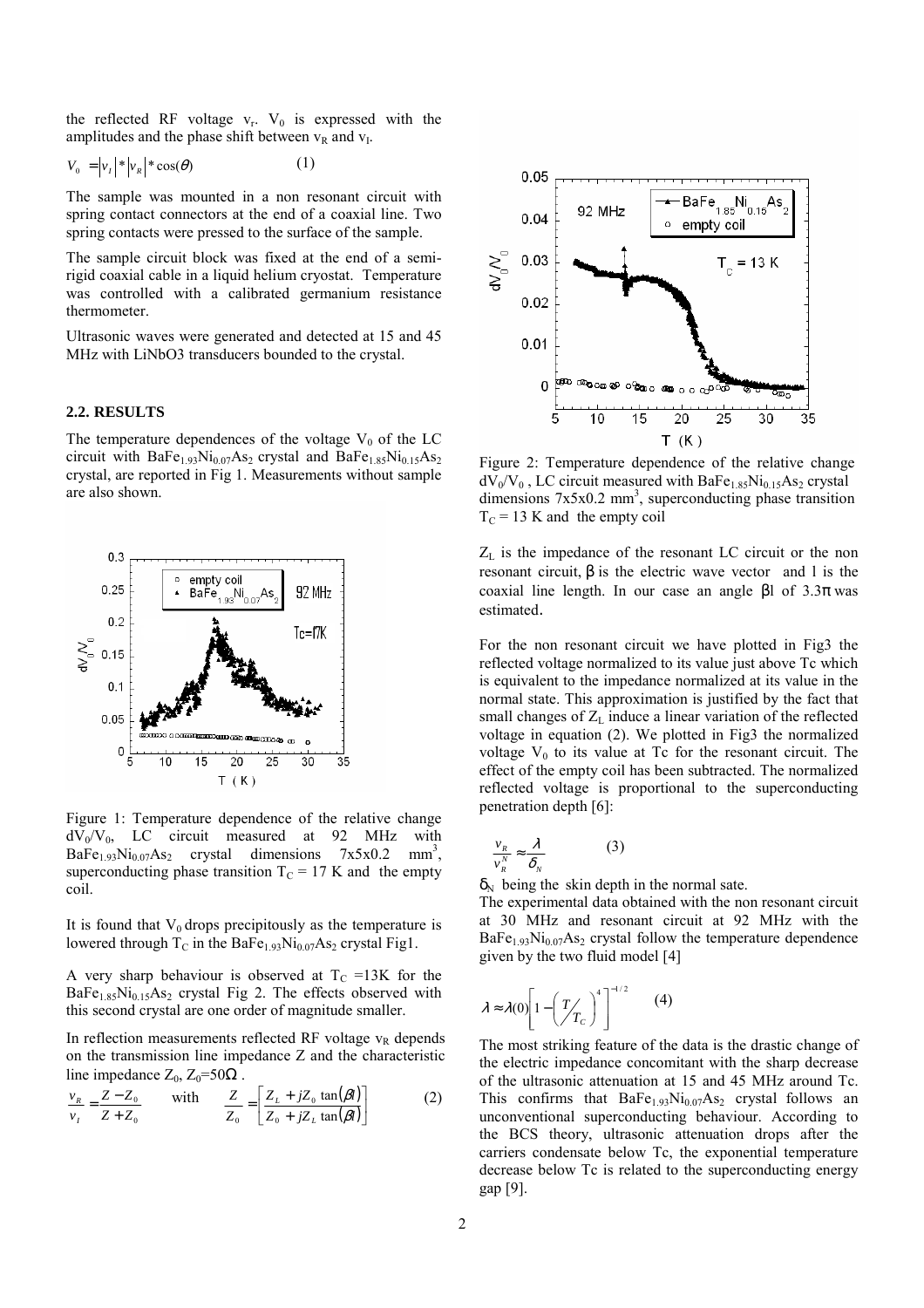the reflected RF voltage $v_r$. $V_0$ is expressed with the amplitudes and the phase shift between $v_R$ and $v_I$.

$$V_0 = |v_I| * |v_R| * \cos(\theta) \qquad (1)$$

The sample was mounted in a non resonant circuit with spring contact connectors at the end of a coaxial line. Two spring contacts were pressed to the surface of the sample.

The sample circuit block was fixed at the end of a semi-rigid coaxial cable in a liquid helium cryostat. Temperature was controlled with a calibrated germanium resistance thermometer.

Ultrasonic waves were generated and detected at 15 and 45 MHz with LiNbO3 transducers bounded to the crystal.

### 2.2. RESULTS

The temperature dependences of the voltage $V_0$ of the LC circuit with $BaFe_{1.93}Ni_{0.07}As_2$ crystal and $BaFe_{1.85}Ni_{0.15}As_2$ crystal, are reported in Fig 1. Measurements without sample are also shown.

Figure 1: Temperature dependence of the relative change $dV_0/V_0$, LC circuit measured at 92 MHz with $BaFe_{1.93}Ni_{0.07}As_2$ crystal dimensions 7x5x0.2 mm$^3$, superconducting phase transition $T_C$ = 17 K and the empty coil.

It is found that $V_0$ drops precipitously as the temperature is lowered through $T_C$ in the $BaFe_{1.93}Ni_{0.07}As_2$ crystal Fig1.

A very sharp behaviour is observed at $T_C$ =13K for the $BaFe_{1.85}Ni_{0.15}As_2$ crystal Fig 2. The effects observed with this second crystal are one order of magnitude smaller.

In reflection measurements reflected RF voltage $v_R$ depends on the transmission line impedance Z and the characteristic line impedance $Z_0$, $Z_0$=50Ω .

$$\frac{v_R}{v_I} = \frac{Z - Z_0}{Z + Z_0} \qquad \text{with} \qquad \frac{Z}{Z_0} = \left[\frac{Z_L + jZ_0 \tan(\beta l)}{Z_0 + jZ_L \tan(\beta l)}\right] \qquad (2)$$

Figure 2: Temperature dependence of the relative change $dV_0/V_0$ , LC circuit measured with $BaFe_{1.85}Ni_{0.15}As_2$ crystal dimensions 7x5x0.2 mm$^3$, superconducting phase transition $T_C$ = 13 K and the empty coil

$Z_L$ is the impedance of the resonant LC circuit or the non resonant circuit, β is the electric wave vector and l is the coaxial line length. In our case an angle βl of 3.3π was estimated.

For the non resonant circuit we have plotted in Fig3 the reflected voltage normalized to its value just above Tc which is equivalent to the impedance normalized at its value in the normal state. This approximation is justified by the fact that small changes of $Z_L$ induce a linear variation of the reflected voltage in equation (2). We plotted in Fig3 the normalized voltage $V_0$ to its value at Tc for the resonant circuit. The effect of the empty coil has been subtracted. The normalized reflected voltage is proportional to the superconducting penetration depth [6]:

$$\frac{v_R}{v_R^N} \approx \frac{\lambda}{\delta_N} \qquad (3)$$

$\delta_N$ being the skin depth in the normal sate.

The experimental data obtained with the non resonant circuit at 30 MHz and resonant circuit at 92 MHz with the $BaFe_{1.93}Ni_{0.07}As_2$ crystal follow the temperature dependence given by the two fluid model [4]

$$\lambda \approx \lambda(0)\left[1 - \left(\frac{T}{T_C}\right)^4\right]^{-1/2} \qquad (4)$$

The most striking feature of the data is the drastic change of the electric impedance concomitant with the sharp decrease of the ultrasonic attenuation at 15 and 45 MHz around Tc. This confirms that $BaFe_{1.93}Ni_{0.07}As_2$ crystal follows an unconventional superconducting behaviour. According to the BCS theory, ultrasonic attenuation drops after the carriers condensate below Tc, the exponential temperature decrease below Tc is related to the superconducting energy gap [9].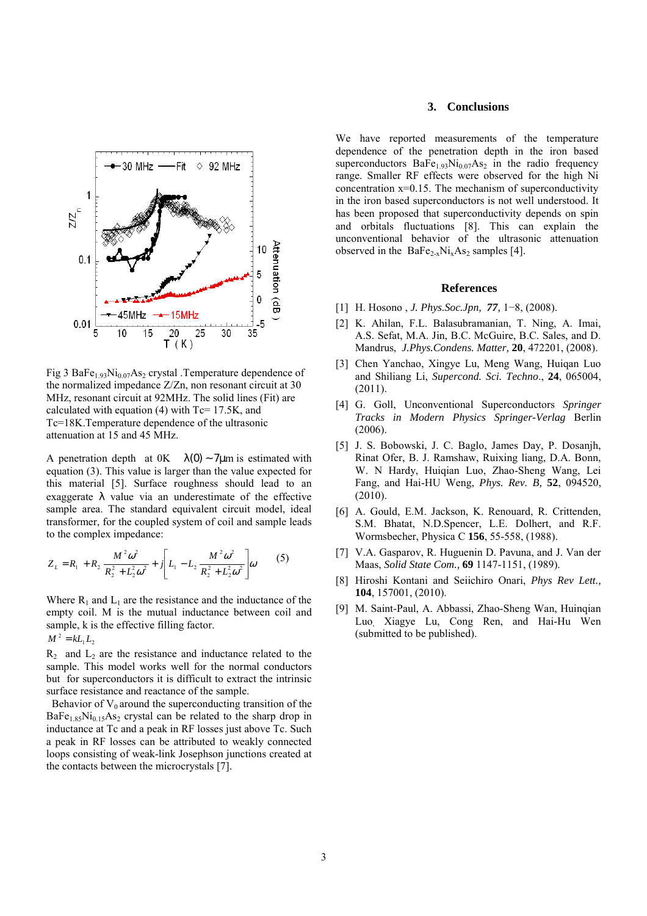30 MHz Fit 92 MHz

$Z/Z_n$

1

0.1

0.01

10

5

0

-5

Attenuation (dB)

45MHz 15MHz

5 10 15 20 25 30 35

T (K)

Fig 3 $BaFe_{1.93}Ni_{0.07}As_2$ crystal .Temperature dependence of the normalized impedance Z/Zn, non resonant circuit at 30 MHz, resonant circuit at 92MHz. The solid lines (Fit) are calculated with equation (4) with Tc= 17.5K, and Tc=18K.Temperature dependence of the ultrasonic attenuation at 15 and 45 MHz.

A penetration depth at 0K $\lambda(0) \sim 7\mu$m is estimated with equation (3). This value is larger than the value expected for this material [5]. Surface roughness should lead to an exaggerate $\lambda$ value via an underestimate of the effective sample area. The standard equivalent circuit model, ideal transformer, for the coupled system of coil and sample leads to the complex impedance:

$$Z_L = R_1 + R_2 \frac{M^2\omega^2}{R_2^2 + L_2^2\omega^2} + j\left[L_1 - L_2 \frac{M^2\omega^2}{R_2^2 + L_2^2\omega^2}\right]\omega \qquad (5)$$

Where $R_1$ and $L_1$ are the resistance and the inductance of the empty coil. M is the mutual inductance between coil and sample, k is the effective filling factor.

$M^2 = kL_1L_2$

$R_2$ and $L_2$ are the resistance and inductance related to the sample. This model works well for the normal conductors but for superconductors it is difficult to extract the intrinsic surface resistance and reactance of the sample.

Behavior of $V_0$ around the superconducting transition of the $BaFe_{1.85}Ni_{0.15}As_2$ crystal can be related to the sharp drop in inductance at Tc and a peak in RF losses just above Tc. Such a peak in RF losses can be attributed to weakly connected loops consisting of weak-link Josephson junctions created at the contacts between the microcrystals [7].

## 3. Conclusions

We have reported measurements of the temperature dependence of the penetration depth in the iron based superconductors $BaFe_{1.93}Ni_{0.07}As_2$ in the radio frequency range. Smaller RF effects were observed for the high Ni concentration x=0.15. The mechanism of superconductivity in the iron based superconductors is not well understood. It has been proposed that superconductivity depends on spin and orbitals fluctuations [8]. This can explain the unconventional behavior of the ultrasonic attenuation observed in the $BaFe_{2-x}Ni_xAs_2$ samples [4].

## References

[1] H. Hosono , *J. Phys.Soc.Jpn, 77,* 1−8, (2008).

[2] K. Ahilan, F.L. Balasubramanian, T. Ning, A. Imai, A.S. Sefat, M.A. Jin, B.C. McGuire, B.C. Sales, and D. Mandrus, *J.Phys.Condens. Matter,* **20**, 472201, (2008).

[3] Chen Yanchao, Xingye Lu, Meng Wang, Huiqan Luo and Shiliang Li, *Supercond. Sci. Techno*., **24**, 065004, (2011).

[4] G. Goll, Unconventional Superconductors *Springer Tracks in Modern Physics Springer-Verlag* Berlin (2006).

[5] J. S. Bobowski, J. C. Baglo, James Day, P. Dosanjh, Rinat Ofer, B. J. Ramshaw, Ruixing liang, D.A. Bonn, W. N Hardy, Huiqian Luo, Zhao-Sheng Wang, Lei Fang, and Hai-HU Weng, *Phys. Rev. B,* **52**, 094520, (2010).

[6] A. Gould, E.M. Jackson, K. Renouard, R. Crittenden, S.M. Bhatat, N.D.Spencer, L.E. Dolhert, and R.F. Wormsbecher, Physica C **156**, 55-558, (1988).

[7] V.A. Gasparov, R. Huguenin D. Pavuna, and J. Van der Maas, *Solid State Com.,* **69** 1147-1151, (1989).

[8] Hiroshi Kontani and Seiichiro Onari, *Phys Rev Lett.,* **104**, 157001, (2010).

[9] M. Saint-Paul, A. Abbassi, Zhao-Sheng Wan, Huinqian Luo, Xiagye Lu, Cong Ren, and Hai-Hu Wen (submitted to be published).